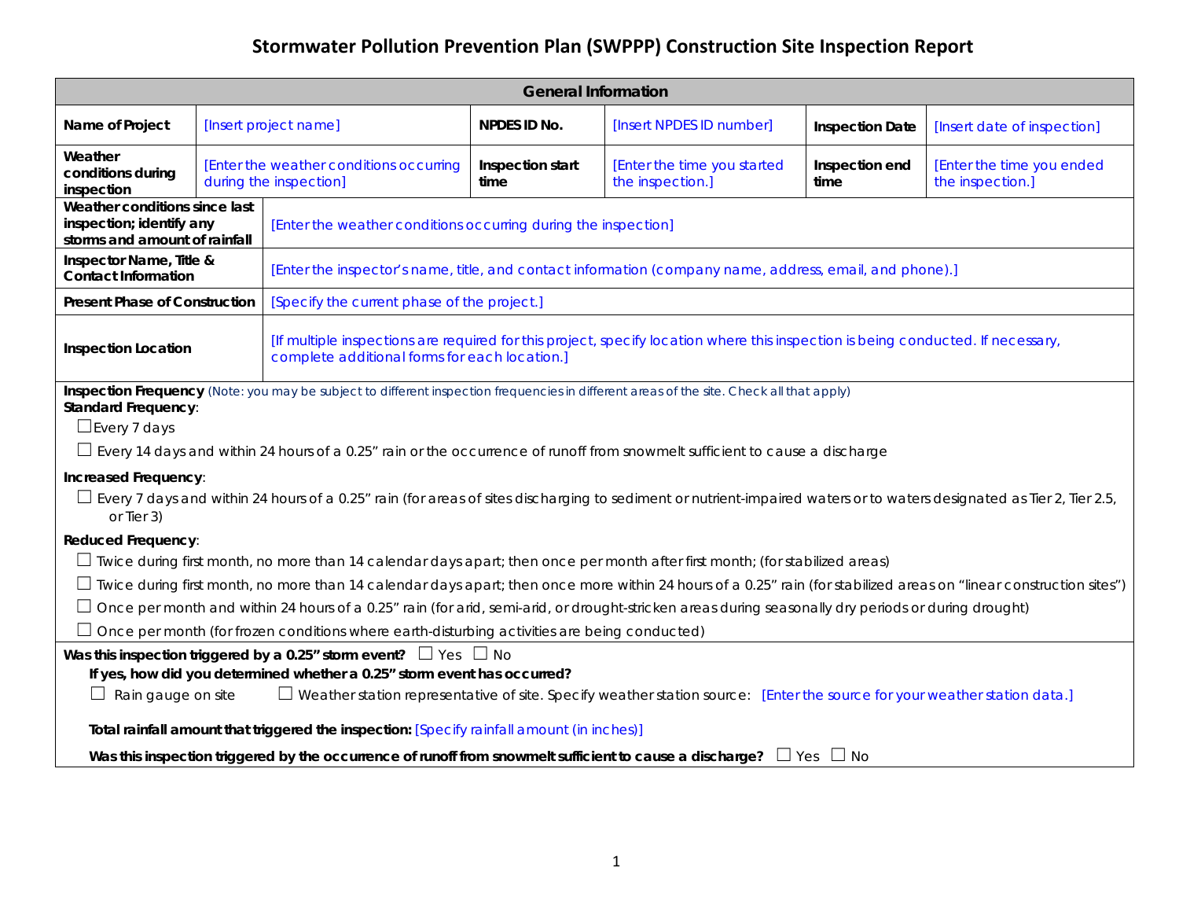# Stormwater Pollution Prevention Plan (SWPPP) Construction Site Inspection Report

| General Information | | | | | |
|---|---|---|---|---|---|
| **Name of Project** | [Insert project name] | **NPDES ID No.** | [Insert NPDES ID number] | **Inspection Date** | [Insert date of inspection] |
| **Weather conditions during inspection** | [Enter the weather conditions occurring during the inspection] | **Inspection start time** | [Enter the time you started the inspection.] | **Inspection end time** | [Enter the time you ended the inspection.] |
| **Weather conditions since last inspection; identify any storms and amount of rainfall** | [Enter the weather conditions occurring during the inspection] | | | | |
| **Inspector Name, Title & Contact Information** | [Enter the inspector's name, title, and contact information (company name, address, email, and phone).] | | | | |
| **Present Phase of Construction** | [Specify the current phase of the project.] | | | | |
| **Inspection Location** | [If multiple inspections are required for this project, specify location where this inspection is being conducted. If necessary, complete additional forms for each location.] | | | | |

**Inspection Frequency** (Note: you may be subject to different inspection frequencies in different areas of the site. Check all that apply)

**Standard Frequency**:

☐ Every 7 days

☐ Every 14 days and within 24 hours of a 0.25" rain or the occurrence of runoff from snowmelt sufficient to cause a discharge

**Increased Frequency**:

☐ Every 7 days and within 24 hours of a 0.25" rain (for areas of sites discharging to sediment or nutrient-impaired waters or to waters designated as Tier 2, Tier 2.5, or Tier 3)

**Reduced Frequency**:

☐ Twice during first month, no more than 14 calendar days apart; then once per month after first month; (for stabilized areas)

☐ Twice during first month, no more than 14 calendar days apart; then once more within 24 hours of a 0.25" rain (for stabilized areas on "linear construction sites")

☐ Once per month and within 24 hours of a 0.25" rain (for arid, semi-arid, or drought-stricken areas during seasonally dry periods or during drought)

☐ Once per month (for frozen conditions where earth-disturbing activities are being conducted)

**Was this inspection triggered by a 0.25" storm event?** ☐ Yes ☐ No

**If yes, how did you determined whether a 0.25" storm event has occurred?**

☐ Rain gauge on site ☐ Weather station representative of site. Specify weather station source: [Enter the source for your weather station data.]

**Total rainfall amount that triggered the inspection:** [Specify rainfall amount (in inches)]

**Was this inspection triggered by the occurrence of runoff from snowmelt sufficient to cause a discharge?** ☐ Yes ☐ No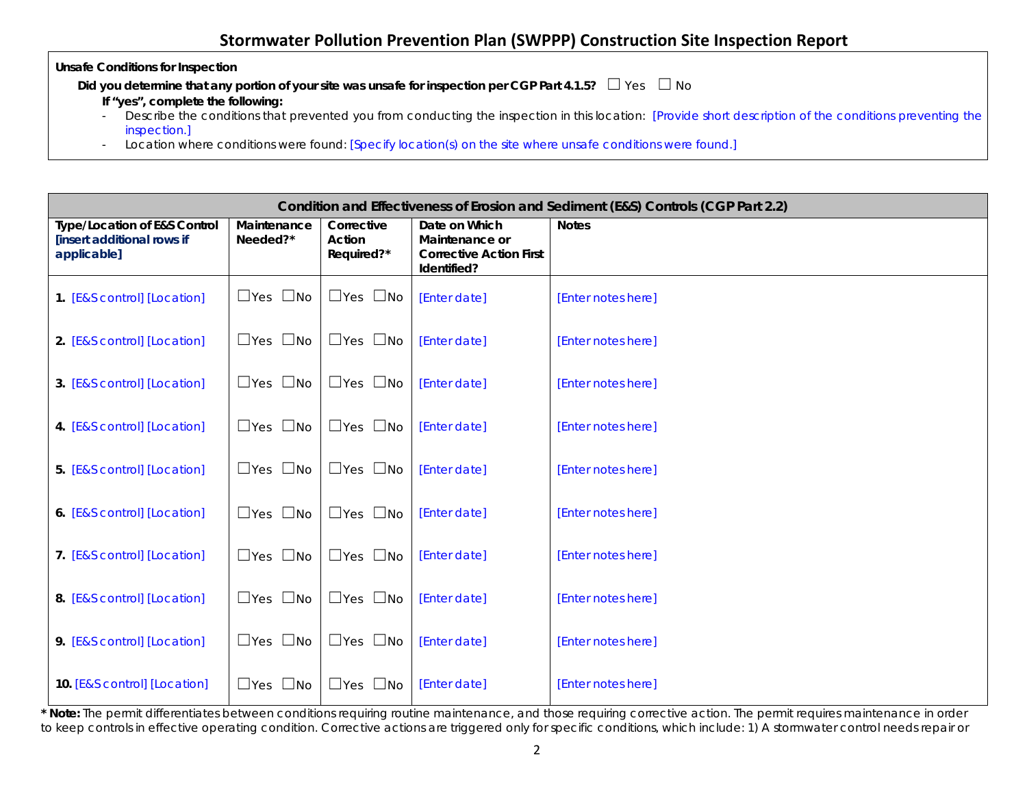## Stormwater Pollution Prevention Plan (SWPPP) Construction Site Inspection Report

**Unsafe Conditions for Inspection**

**Did you determine that any portion of your site was unsafe for inspection per CGP Part 4.1.5?** ☐ Yes ☐ No

**If "yes", complete the following:**

- Describe the conditions that prevented you from conducting the inspection in this location: [Provide short description of the conditions preventing the inspection.]
- Location where conditions were found: [Specify location(s) on the site where unsafe conditions were found.]

| **Condition and Effectiveness of Erosion and Sediment (E&S) Controls (CGP Part 2.2)** | | | | |
|---|---|---|---|---|
| **Type/Location of E&S Control [insert additional rows if applicable]** | **Maintenance Needed?*** | **Corrective Action Required?*** | **Date on Which Maintenance or Corrective Action First Identified?** | **Notes** |
| **1.** [E&S control] [Location] | ☐Yes ☐No | ☐Yes ☐No | [Enter date] | [Enter notes here] |
| **2.** [E&S control] [Location] | ☐Yes ☐No | ☐Yes ☐No | [Enter date] | [Enter notes here] |
| **3.** [E&S control] [Location] | ☐Yes ☐No | ☐Yes ☐No | [Enter date] | [Enter notes here] |
| **4.** [E&S control] [Location] | ☐Yes ☐No | ☐Yes ☐No | [Enter date] | [Enter notes here] |
| **5.** [E&S control] [Location] | ☐Yes ☐No | ☐Yes ☐No | [Enter date] | [Enter notes here] |
| **6.** [E&S control] [Location] | ☐Yes ☐No | ☐Yes ☐No | [Enter date] | [Enter notes here] |
| **7.** [E&S control] [Location] | ☐Yes ☐No | ☐Yes ☐No | [Enter date] | [Enter notes here] |
| **8.** [E&S control] [Location] | ☐Yes ☐No | ☐Yes ☐No | [Enter date] | [Enter notes here] |
| **9.** [E&S control] [Location] | ☐Yes ☐No | ☐Yes ☐No | [Enter date] | [Enter notes here] |
| **10.** [E&S control] [Location] | ☐Yes ☐No | ☐Yes ☐No | [Enter date] | [Enter notes here] |

**\* Note:** The permit differentiates between conditions requiring routine maintenance, and those requiring corrective action. The permit requires maintenance in order to keep controls in effective operating condition. Corrective actions are triggered only for specific conditions, which include: 1) A stormwater control needs repair or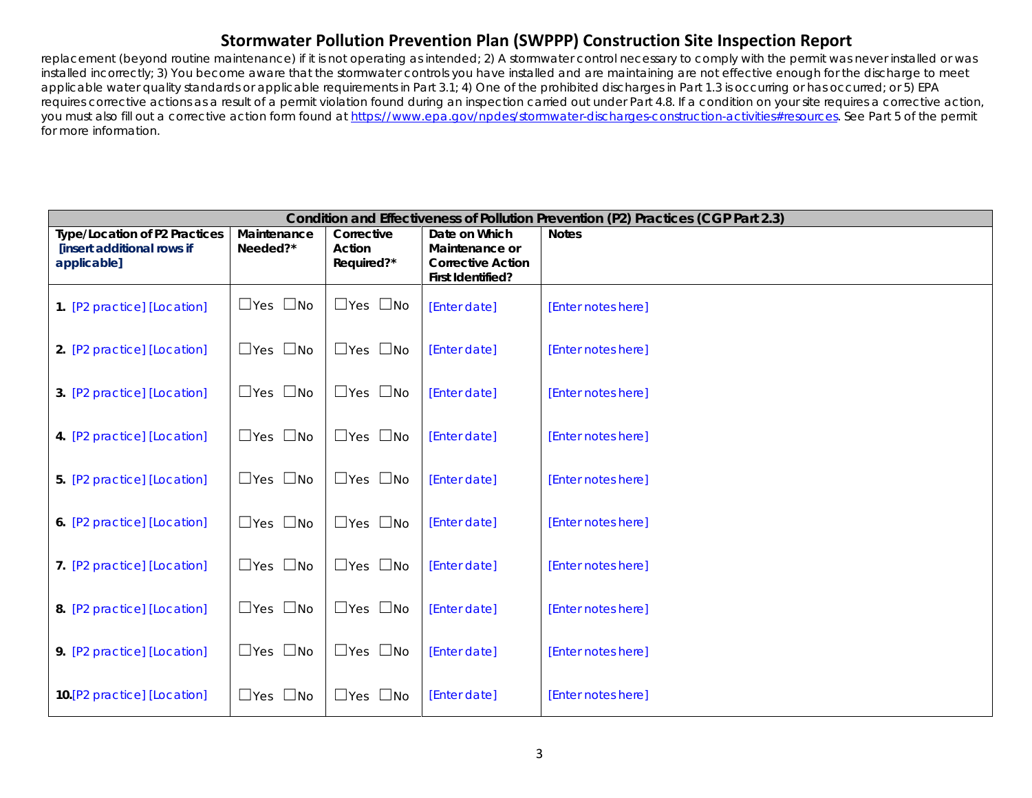# Stormwater Pollution Prevention Plan (SWPPP) Construction Site Inspection Report

replacement (beyond routine maintenance) if it is not operating as intended; 2) A stormwater control necessary to comply with the permit was never installed or was installed incorrectly; 3) You become aware that the stormwater controls you have installed and are maintaining are not effective enough for the discharge to meet applicable water quality standards or applicable requirements in Part 3.1; 4) One of the prohibited discharges in Part 1.3 is occurring or has occurred; or 5) EPA requires corrective actions as a result of a permit violation found during an inspection carried out under Part 4.8. If a condition on your site requires a corrective action, you must also fill out a corrective action form found at https://www.epa.gov/npdes/stormwater-discharges-construction-activities#resources. See Part 5 of the permit for more information.

| **Condition and Effectiveness of Pollution Prevention (P2) Practices (CGP Part 2.3)** | | | | |
|---|---|---|---|---|
| **Type/Location of P2 Practices [insert additional rows if applicable]** | **Maintenance Needed?*** | **Corrective Action Required?*** | **Date on Which Maintenance or Corrective Action First Identified?** | **Notes** |
| **1.** [P2 practice] [Location] | ☐Yes ☐No | ☐Yes ☐No | [Enter date] | [Enter notes here] |
| **2.** [P2 practice] [Location] | ☐Yes ☐No | ☐Yes ☐No | [Enter date] | [Enter notes here] |
| **3.** [P2 practice] [Location] | ☐Yes ☐No | ☐Yes ☐No | [Enter date] | [Enter notes here] |
| **4.** [P2 practice] [Location] | ☐Yes ☐No | ☐Yes ☐No | [Enter date] | [Enter notes here] |
| **5.** [P2 practice] [Location] | ☐Yes ☐No | ☐Yes ☐No | [Enter date] | [Enter notes here] |
| **6.** [P2 practice] [Location] | ☐Yes ☐No | ☐Yes ☐No | [Enter date] | [Enter notes here] |
| **7.** [P2 practice] [Location] | ☐Yes ☐No | ☐Yes ☐No | [Enter date] | [Enter notes here] |
| **8.** [P2 practice] [Location] | ☐Yes ☐No | ☐Yes ☐No | [Enter date] | [Enter notes here] |
| **9.** [P2 practice] [Location] | ☐Yes ☐No | ☐Yes ☐No | [Enter date] | [Enter notes here] |
| **10.** [P2 practice] [Location] | ☐Yes ☐No | ☐Yes ☐No | [Enter date] | [Enter notes here] |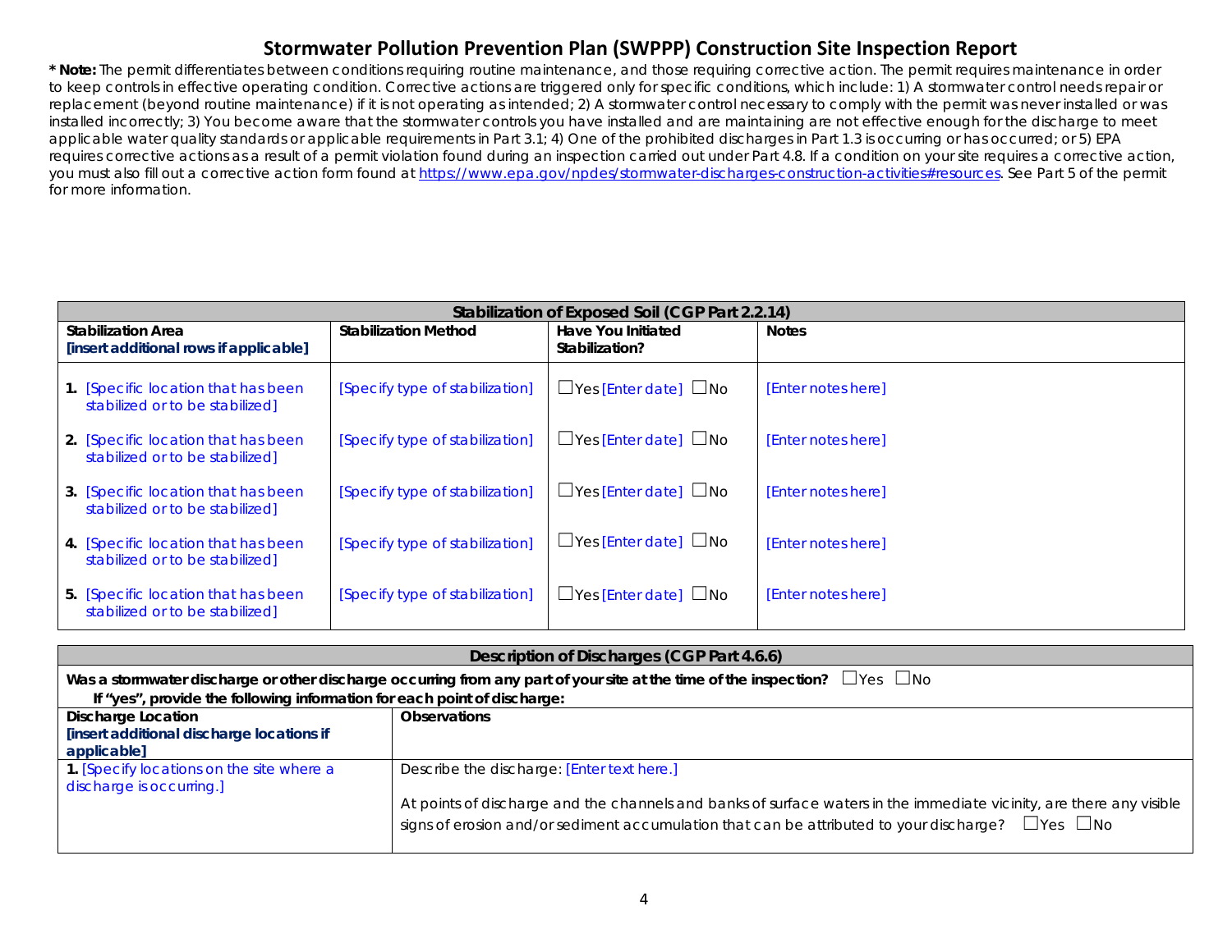# Stormwater Pollution Prevention Plan (SWPPP) Construction Site Inspection Report

**\* Note:** The permit differentiates between conditions requiring routine maintenance, and those requiring corrective action. The permit requires maintenance in order to keep controls in effective operating condition. Corrective actions are triggered only for specific conditions, which include: 1) A stormwater control needs repair or replacement (beyond routine maintenance) if it is not operating as intended; 2) A stormwater control necessary to comply with the permit was never installed or was installed incorrectly; 3) You become aware that the stormwater controls you have installed and are maintaining are not effective enough for the discharge to meet applicable water quality standards or applicable requirements in Part 3.1; 4) One of the prohibited discharges in Part 1.3 is occurring or has occurred; or 5) EPA requires corrective actions as a result of a permit violation found during an inspection carried out under Part 4.8. If a condition on your site requires a corrective action, you must also fill out a corrective action form found at https://www.epa.gov/npdes/stormwater-discharges-construction-activities#resources. See Part 5 of the permit for more information.

| Stabilization of Exposed Soil (CGP Part 2.2.14) | | | |
|---|---|---|---|
| **Stabilization Area** **[insert additional rows if applicable]** | **Stabilization Method** | **Have You Initiated Stabilization?** | **Notes** |
| 1. [Specific location that has been stabilized or to be stabilized] | [Specify type of stabilization] | ☐Yes [Enter date] ☐No | [Enter notes here] |
| 2. [Specific location that has been stabilized or to be stabilized] | [Specify type of stabilization] | ☐Yes [Enter date] ☐No | [Enter notes here] |
| 3. [Specific location that has been stabilized or to be stabilized] | [Specify type of stabilization] | ☐Yes [Enter date] ☐No | [Enter notes here] |
| 4. [Specific location that has been stabilized or to be stabilized] | [Specify type of stabilization] | ☐Yes [Enter date] ☐No | [Enter notes here] |
| 5. [Specific location that has been stabilized or to be stabilized] | [Specify type of stabilization] | ☐Yes [Enter date] ☐No | [Enter notes here] |

| Description of Discharges (CGP Part 4.6.6) | |
|---|---|
| **Was a stormwater discharge or other discharge occurring from any part of your site at the time of the inspection?** ☐Yes ☐No **If "yes", provide the following information for each point of discharge:** | |
| **Discharge Location** **[insert additional discharge locations if applicable]** | **Observations** |
| 1. [Specify locations on the site where a discharge is occurring.] | Describe the discharge: [Enter text here.] At points of discharge and the channels and banks of surface waters in the immediate vicinity, are there any visible signs of erosion and/or sediment accumulation that can be attributed to your discharge? ☐Yes ☐No |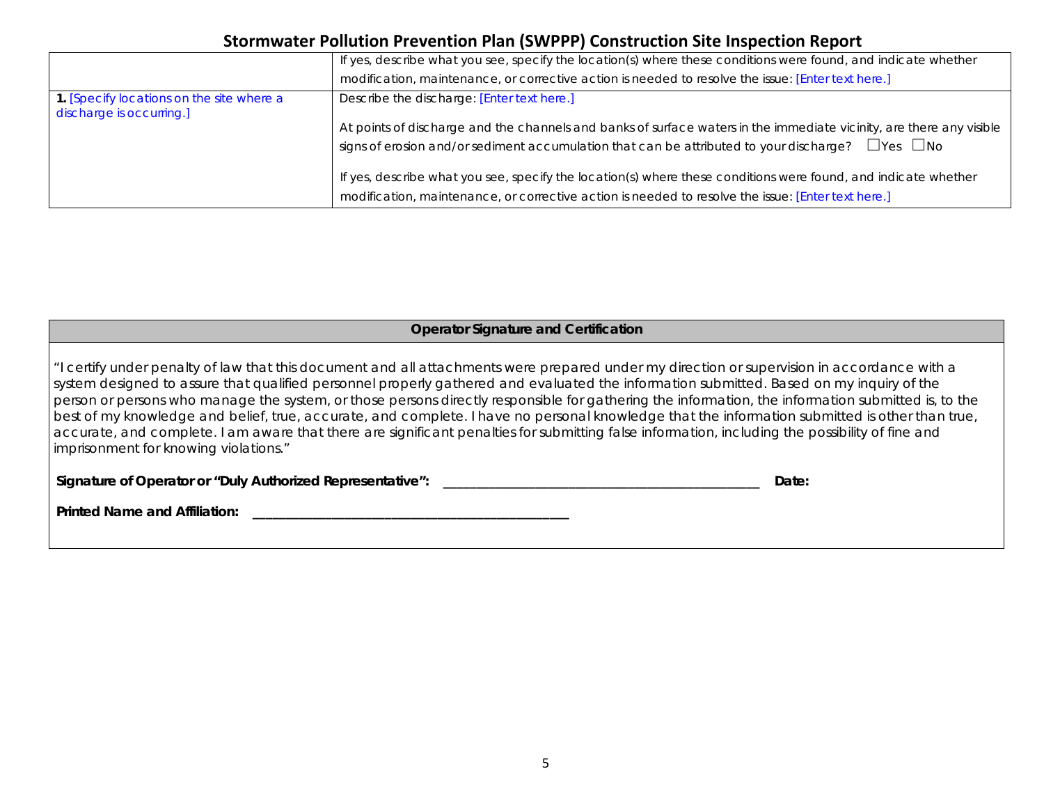## Stormwater Pollution Prevention Plan (SWPPP) Construction Site Inspection Report

| | |
|---|---|
| | If yes, describe what you see, specify the location(s) where these conditions were found, and indicate whether modification, maintenance, or corrective action is needed to resolve the issue: [Enter text here.] |
| **1.** [Specify locations on the site where a discharge is occurring.] | Describe the discharge: [Enter text here.]<br><br>At points of discharge and the channels and banks of surface waters in the immediate vicinity, are there any visible signs of erosion and/or sediment accumulation that can be attributed to your discharge? ☐Yes ☐No<br><br>If yes, describe what you see, specify the location(s) where these conditions were found, and indicate whether modification, maintenance, or corrective action is needed to resolve the issue: [Enter text here.] |

| **Operator Signature and Certification** |
|---|
| "I certify under penalty of law that this document and all attachments were prepared under my direction or supervision in accordance with a system designed to assure that qualified personnel properly gathered and evaluated the information submitted. Based on my inquiry of the person or persons who manage the system, or those persons directly responsible for gathering the information, the information submitted is, to the best of my knowledge and belief, true, accurate, and complete. I have no personal knowledge that the information submitted is other than true, accurate, and complete. I am aware that there are significant penalties for submitting false information, including the possibility of fine and imprisonment for knowing violations."<br><br>**Signature of Operator or "Duly Authorized Representative":** ____________________________________________ **Date:**<br><br>**Printed Name and Affiliation:** ____________________________________________ |